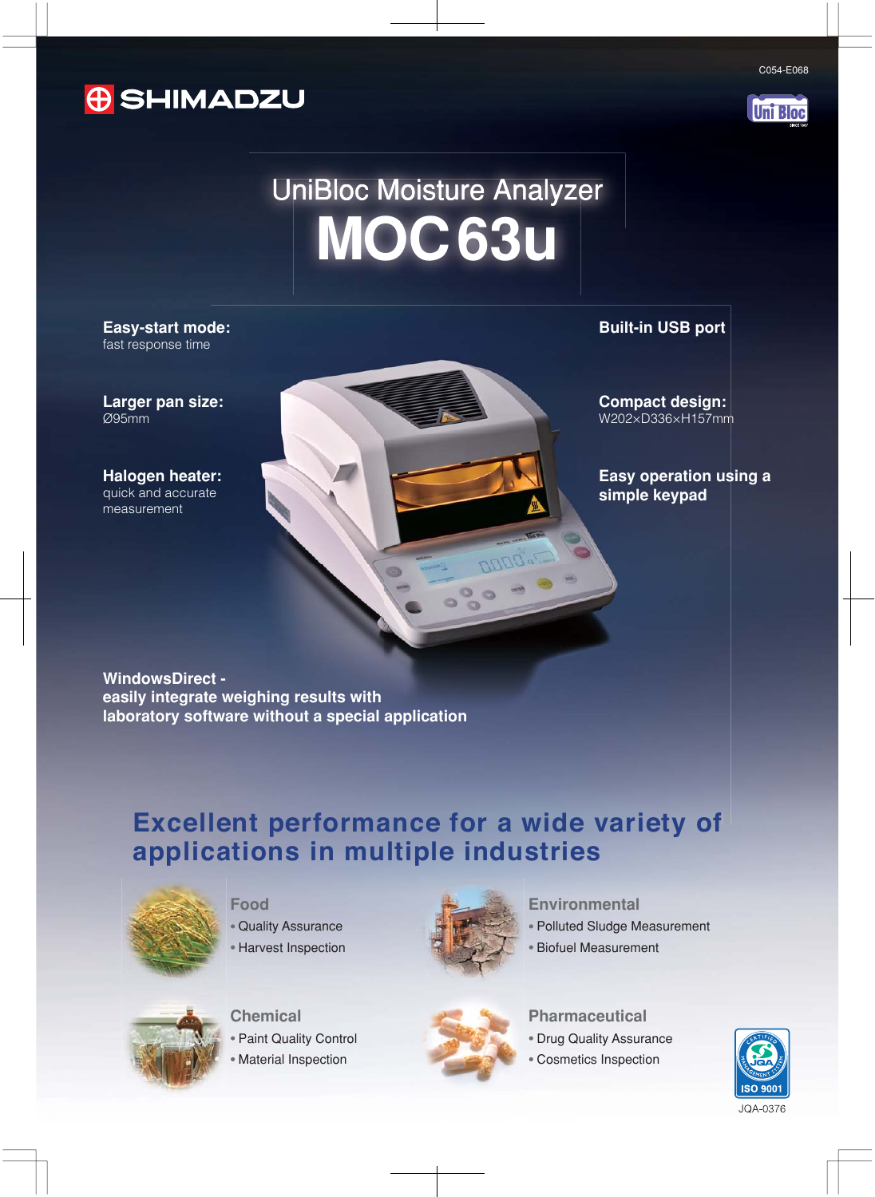C054-E068

SHIMADZU

# UniBloc Moisture Analyzer

# MOC63u

**Easy-start mode:**
fast response time

**Larger pan size:**
Ø95mm

**Halogen heater:**
quick and accurate measurement

**Built-in USB port**

**Compact design:**
W202×D336×H157mm

**Easy operation using a simple keypad**

**WindowsDirect -**
**easily integrate weighing results with laboratory software without a special application**

## Excellent performance for a wide variety of applications in multiple industries

### Food
- Quality Assurance
- Harvest Inspection

### Environmental
- Polluted Sludge Measurement
- Biofuel Measurement

### Chemical
- Paint Quality Control
- Material Inspection

### Pharmaceutical
- Drug Quality Assurance
- Cosmetics Inspection

ISO 9001
JQA-0376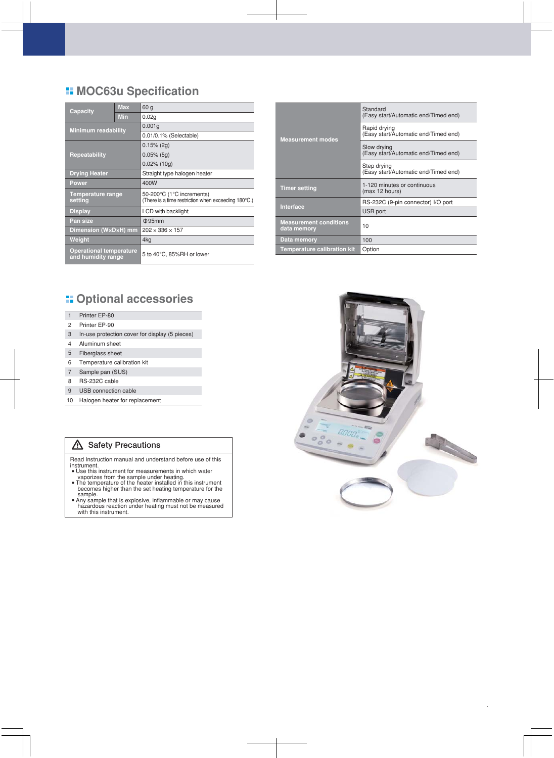## MOC63u Specification

| | | |
|---|---|---|
| Capacity | Max | 60 g |
| | Min | 0.02g |
| Minimum readability | | 0.001g |
| | | 0.01/0.1% (Selectable) |
| Repeatability | | 0.15% (2g) |
| | | 0.05% (5g) |
| | | 0.02% (10g) |
| Drying Heater | | Straight type halogen heater |
| Power | | 400W |
| Temperature range setting | | 50-200°C (1°C increments) (There is a time restriction when exceeding 180°C.) |
| Display | | LCD with backlight |
| Pan size | | Φ95mm |
| Dimension (W×D×H) mm | | 202 × 336 × 157 |
| Weight | | 4kg |
| Operational temperature and humidity range | | 5 to 40°C, 85%RH or lower |

| | |
|---|---|
| Measurement modes | Standard (Easy start/Automatic end/Timed end) |
| | Rapid drying (Easy start/Automatic end/Timed end) |
| | Slow drying (Easy start/Automatic end/Timed end) |
| | Step drying (Easy start/Automatic end/Timed end) |
| Timer setting | 1-120 minutes or continuous (max 12 hours) |
| Interface | RS-232C (9-pin connector) I/O port |
| | USB port |
| Measurement conditions data memory | 10 |
| Data memory | 100 |
| Temperature calibration kit | Option |

## Optional accessories

| | |
|---|---|
| 1 | Printer EP-80 |
| 2 | Printer EP-90 |
| 3 | In-use protection cover for display (5 pieces) |
| 4 | Aluminum sheet |
| 5 | Fiberglass sheet |
| 6 | Temperature calibration kit |
| 7 | Sample pan (SUS) |
| 8 | RS-232C cable |
| 9 | USB connection cable |
| 10 | Halogen heater for replacement |

### ⚠ Safety Precautions

Read Instruction manual and understand before use of this instrument.

- Use this instrument for measurements in which water vaporizes from the sample under heating.
- The temperature of the heater installed in this instrument becomes higher than the set heating temperature for the sample.
- Any sample that is explosive, inflammable or may cause hazardous reaction under heating must not be measured with this instrument.